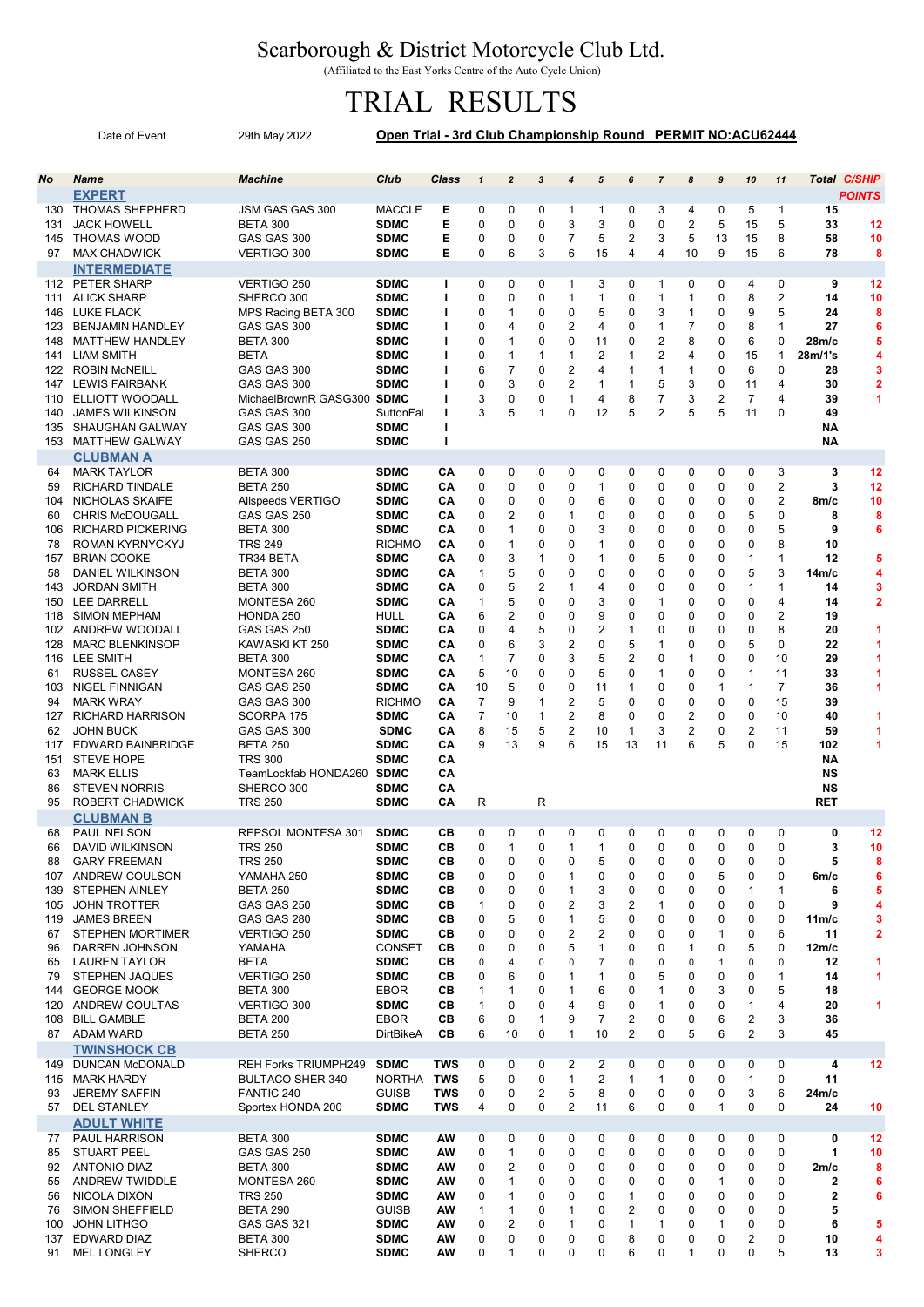# Scarborough & District Motorcycle Club Ltd.

(Affiliated to the East Yorks Centre of the Auto Cycle Union)

# TRIAL RESULTS

Date of Event 29th May 2022 **Open Trial - 3rd Club Championship Round PERMIT NO:ACU62444**

| No | Name | Machine | Club | Class | 1 | 2 | 3 | 4 | 5 | 6 | 7 | 8 | 9 | 10 | 11 | Total | C/SHIP POINTS |
|---|---|---|---|---|---|---|---|---|---|---|---|---|---|---|---|---|---|
| | **EXPERT** | | | | | | | | | | | | | | | | |
| 130 | THOMAS SHEPHERD | JSM GAS GAS 300 | MACCLE | E | 0 | 0 | 0 | 1 | 1 | 0 | 3 | 4 | 0 | 5 | 1 | 15 | |
| 131 | JACK HOWELL | BETA 300 | SDMC | E | 0 | 0 | 0 | 3 | 3 | 0 | 0 | 2 | 5 | 15 | 5 | 33 | 12 |
| 145 | THOMAS WOOD | GAS GAS 300 | SDMC | E | 0 | 0 | 0 | 7 | 5 | 2 | 3 | 5 | 13 | 15 | 8 | 58 | 10 |
| 97 | MAX CHADWICK | VERTIGO 300 | SDMC | E | 0 | 6 | 3 | 6 | 15 | 4 | 4 | 10 | 9 | 15 | 6 | 78 | 8 |
| | **INTERMEDIATE** | | | | | | | | | | | | | | | | |
| 112 | PETER SHARP | VERTIGO 250 | SDMC | I | 0 | 0 | 0 | 1 | 3 | 0 | 1 | 0 | 0 | 4 | 0 | 9 | 12 |
| 111 | ALICK SHARP | SHERCO 300 | SDMC | I | 0 | 0 | 0 | 1 | 1 | 0 | 1 | 1 | 0 | 8 | 2 | 14 | 10 |
| 146 | LUKE FLACK | MPS Racing BETA 300 | SDMC | I | 0 | 1 | 0 | 0 | 5 | 0 | 3 | 1 | 0 | 9 | 5 | 24 | 8 |
| 123 | BENJAMIN HANDLEY | GAS GAS 300 | SDMC | I | 0 | 4 | 0 | 2 | 4 | 0 | 1 | 7 | 0 | 8 | 1 | 27 | 6 |
| 148 | MATTHEW HANDLEY | BETA 300 | SDMC | I | 0 | 1 | 0 | 0 | 11 | 0 | 2 | 8 | 0 | 6 | 0 | 28m/c | 5 |
| 141 | LIAM SMITH | BETA | SDMC | I | 0 | 1 | 1 | 1 | 2 | 1 | 2 | 4 | 0 | 15 | 1 | 28m/1's | 4 |
| 122 | ROBIN McNEILL | GAS GAS 300 | SDMC | I | 6 | 7 | 0 | 2 | 4 | 1 | 1 | 1 | 0 | 6 | 0 | 28 | 3 |
| 147 | LEWIS FAIRBANK | GAS GAS 300 | SDMC | I | 0 | 3 | 0 | 2 | 1 | 1 | 5 | 3 | 0 | 11 | 4 | 30 | 2 |
| 110 | ELLIOTT WOODALL | MichaelBrownR GASG300 | SDMC | I | 3 | 0 | 0 | 1 | 4 | 8 | 7 | 3 | 2 | 7 | 4 | 39 | 1 |
| 140 | JAMES WILKINSON | GAS GAS 300 | SuttonFal | I | 3 | 5 | 1 | 0 | 12 | 5 | 2 | 5 | 5 | 11 | 0 | 49 | |
| 135 | SHAUGHAN GALWAY | GAS GAS 300 | SDMC | I | | | | | | | | | | | | NA | |
| 153 | MATTHEW GALWAY | GAS GAS 250 | SDMC | I | | | | | | | | | | | | NA | |
| | **CLUBMAN A** | | | | | | | | | | | | | | | | |
| 64 | MARK TAYLOR | BETA 300 | SDMC | CA | 0 | 0 | 0 | 0 | 0 | 0 | 0 | 0 | 0 | 0 | 3 | 3 | 12 |
| 59 | RICHARD TINDALE | BETA 250 | SDMC | CA | 0 | 0 | 0 | 0 | 1 | 0 | 0 | 0 | 0 | 0 | 2 | 3 | 12 |
| 104 | NICHOLAS SKAIFE | Allspeeds VERTIGO | SDMC | CA | 0 | 0 | 0 | 0 | 6 | 0 | 0 | 0 | 0 | 0 | 2 | 8m/c | 10 |
| 60 | CHRIS McDOUGALL | GAS GAS 250 | SDMC | CA | 0 | 2 | 0 | 1 | 0 | 0 | 0 | 0 | 0 | 5 | 0 | 8 | 8 |
| 106 | RICHARD PICKERING | BETA 300 | SDMC | CA | 0 | 1 | 0 | 0 | 3 | 0 | 0 | 0 | 0 | 0 | 5 | 9 | 6 |
| 78 | ROMAN KYRNYCKYJ | TRS 249 | RICHMO | CA | 0 | 1 | 0 | 0 | 1 | 0 | 0 | 0 | 0 | 0 | 8 | 10 | |
| 157 | BRIAN COOKE | TR34 BETA | SDMC | CA | 0 | 3 | 1 | 0 | 1 | 0 | 5 | 0 | 0 | 1 | 1 | 12 | 5 |
| 58 | DANIEL WILKINSON | BETA 300 | SDMC | CA | 1 | 5 | 0 | 0 | 0 | 0 | 0 | 0 | 0 | 5 | 3 | 14m/c | 4 |
| 143 | JORDAN SMITH | BETA 300 | SDMC | CA | 0 | 5 | 2 | 1 | 4 | 0 | 0 | 0 | 0 | 1 | 1 | 14 | 3 |
| 150 | LEE DARRELL | MONTESA 260 | SDMC | CA | 1 | 5 | 0 | 0 | 3 | 0 | 1 | 0 | 0 | 0 | 4 | 14 | 2 |
| 118 | SIMON MEPHAM | HONDA 250 | HULL | CA | 6 | 2 | 0 | 0 | 9 | 0 | 0 | 0 | 0 | 0 | 2 | 19 | |
| 102 | ANDREW WOODALL | GAS GAS 250 | SDMC | CA | 0 | 4 | 5 | 0 | 2 | 1 | 0 | 0 | 0 | 0 | 8 | 20 | 1 |
| 128 | MARC BLENKINSOP | KAWASKI KT 250 | SDMC | CA | 0 | 6 | 3 | 2 | 0 | 5 | 1 | 0 | 0 | 5 | 0 | 22 | 1 |
| 116 | LEE SMITH | BETA 300 | SDMC | CA | 1 | 7 | 0 | 3 | 5 | 2 | 0 | 1 | 0 | 0 | 10 | 29 | 1 |
| 61 | RUSSEL CASEY | MONTESA 260 | SDMC | CA | 5 | 10 | 0 | 0 | 5 | 0 | 1 | 0 | 0 | 1 | 11 | 33 | 1 |
| 103 | NIGEL FINNIGAN | GAS GAS 250 | SDMC | CA | 10 | 5 | 0 | 0 | 11 | 1 | 0 | 0 | 1 | 1 | 7 | 36 | 1 |
| 94 | MARK WRAY | GAS GAS 300 | RICHMO | CA | 7 | 9 | 1 | 2 | 5 | 0 | 0 | 0 | 0 | 0 | 15 | 39 | |
| 127 | RICHARD HARRISON | SCORPA 175 | SDMC | CA | 7 | 10 | 1 | 2 | 8 | 0 | 0 | 2 | 0 | 0 | 10 | 40 | 1 |
| 62 | JOHN BUCK | GAS GAS 300 | SDMC | CA | 8 | 15 | 5 | 2 | 10 | 1 | 3 | 2 | 0 | 2 | 11 | 59 | 1 |
| 117 | EDWARD BAINBRIDGE | BETA 250 | SDMC | CA | 9 | 13 | 9 | 6 | 15 | 13 | 11 | 6 | 5 | 0 | 15 | 102 | 1 |
| 151 | STEVE HOPE | TRS 300 | SDMC | CA | | | | | | | | | | | | NA | |
| 63 | MARK ELLIS | TeamLockfab HONDA260 | SDMC | CA | | | | | | | | | | | | NS | |
| 86 | STEVEN NORRIS | SHERCO 300 | SDMC | CA | | | | | | | | | | | | NS | |
| 95 | ROBERT CHADWICK | TRS 250 | SDMC | CA | R | | R | | | | | | | | | RET | |
| | **CLUBMAN B** | | | | | | | | | | | | | | | | |
| 68 | PAUL NELSON | REPSOL MONTESA 301 | SDMC | CB | 0 | 0 | 0 | 0 | 0 | 0 | 0 | 0 | 0 | 0 | 0 | 0 | 12 |
| 66 | DAVID WILKINSON | TRS 250 | SDMC | CB | 0 | 1 | 0 | 1 | 1 | 0 | 0 | 0 | 0 | 0 | 0 | 3 | 10 |
| 88 | GARY FREEMAN | TRS 250 | SDMC | CB | 0 | 0 | 0 | 0 | 5 | 0 | 0 | 0 | 0 | 0 | 0 | 5 | 8 |
| 107 | ANDREW COULSON | YAMAHA 250 | SDMC | CB | 0 | 0 | 0 | 1 | 0 | 0 | 0 | 0 | 5 | 0 | 0 | 6m/c | 6 |
| 139 | STEPHEN AINLEY | BETA 250 | SDMC | CB | 0 | 0 | 0 | 1 | 3 | 0 | 0 | 0 | 0 | 1 | 1 | 6 | 5 |
| 105 | JOHN TROTTER | GAS GAS 250 | SDMC | CB | 1 | 0 | 0 | 2 | 3 | 2 | 1 | 0 | 0 | 0 | 0 | 9 | 4 |
| 119 | JAMES BREEN | GAS GAS 280 | SDMC | CB | 0 | 5 | 0 | 1 | 5 | 0 | 0 | 0 | 0 | 0 | 0 | 11m/c | 3 |
| 67 | STEPHEN MORTIMER | VERTIGO 250 | SDMC | CB | 0 | 0 | 0 | 2 | 2 | 0 | 0 | 0 | 1 | 0 | 6 | 11 | 2 |
| 96 | DARREN JOHNSON | YAMAHA | CONSET | CB | 0 | 0 | 0 | 5 | 1 | 0 | 0 | 1 | 0 | 5 | 0 | 12m/c | |
| 65 | LAUREN TAYLOR | BETA | SDMC | CB | 0 | 4 | 0 | 0 | 7 | 0 | 0 | 0 | 1 | 0 | 0 | 12 | 1 |
| 79 | STEPHEN JAQUES | VERTIGO 250 | SDMC | CB | 0 | 6 | 0 | 1 | 1 | 0 | 5 | 0 | 0 | 0 | 1 | 14 | 1 |
| 144 | GEORGE MOOK | BETA 300 | EBOR | CB | 1 | 1 | 0 | 1 | 6 | 0 | 1 | 0 | 3 | 0 | 5 | 18 | |
| 120 | ANDREW COULTAS | VERTIGO 300 | SDMC | CB | 1 | 0 | 0 | 4 | 9 | 0 | 1 | 0 | 0 | 1 | 4 | 20 | 1 |
| 108 | BILL GAMBLE | BETA 200 | EBOR | CB | 6 | 0 | 1 | 9 | 7 | 2 | 0 | 0 | 6 | 2 | 3 | 36 | |
| 87 | ADAM WARD | BETA 250 | DirtBikeA | CB | 6 | 10 | 0 | 1 | 10 | 2 | 0 | 5 | 6 | 2 | 3 | 45 | |
| | **TWINSHOCK CB** | | | | | | | | | | | | | | | | |
| 149 | DUNCAN McDONALD | REH Forks TRIUMPH249 | SDMC | TWS | 0 | 0 | 0 | 2 | 2 | 0 | 0 | 0 | 0 | 0 | 0 | 4 | 12 |
| 115 | MARK HARDY | BULTACO SHER 340 | NORTHA | TWS | 5 | 0 | 0 | 1 | 2 | 1 | 1 | 0 | 0 | 1 | 0 | 11 | |
| 93 | JEREMY SAFFIN | FANTIC 240 | GUISB | TWS | 0 | 0 | 2 | 5 | 8 | 0 | 0 | 0 | 0 | 3 | 6 | 24m/c | |
| 57 | DEL STANLEY | Sportex HONDA 200 | SDMC | TWS | 4 | 0 | 0 | 2 | 11 | 6 | 0 | 0 | 1 | 0 | 0 | 24 | 10 |
| | **ADULT WHITE** | | | | | | | | | | | | | | | | |
| 77 | PAUL HARRISON | BETA 300 | SDMC | AW | 0 | 0 | 0 | 0 | 0 | 0 | 0 | 0 | 0 | 0 | 0 | 0 | 12 |
| 85 | STUART PEEL | GAS GAS 250 | SDMC | AW | 0 | 1 | 0 | 0 | 0 | 0 | 0 | 0 | 0 | 0 | 0 | 1 | 10 |
| 92 | ANTONIO DIAZ | BETA 300 | SDMC | AW | 0 | 2 | 0 | 0 | 0 | 0 | 0 | 0 | 0 | 0 | 0 | 2m/c | 8 |
| 55 | ANDREW TWIDDLE | MONTESA 260 | SDMC | AW | 0 | 1 | 0 | 0 | 0 | 0 | 0 | 0 | 1 | 0 | 0 | 2 | 6 |
| 56 | NICOLA DIXON | TRS 250 | SDMC | AW | 0 | 1 | 0 | 0 | 0 | 1 | 0 | 0 | 0 | 0 | 0 | 2 | 6 |
| 76 | SIMON SHEFFIELD | BETA 290 | GUISB | AW | 1 | 1 | 0 | 1 | 0 | 2 | 0 | 0 | 0 | 0 | 0 | 5 | |
| 100 | JOHN LITHGO | GAS GAS 321 | SDMC | AW | 0 | 2 | 0 | 1 | 0 | 1 | 1 | 0 | 1 | 0 | 0 | 6 | 5 |
| 137 | EDWARD DIAZ | BETA 300 | SDMC | AW | 0 | 0 | 0 | 0 | 0 | 8 | 0 | 0 | 0 | 2 | 0 | 10 | 4 |
| 91 | MEL LONGLEY | SHERCO | SDMC | AW | 0 | 1 | 0 | 0 | 0 | 6 | 0 | 1 | 0 | 0 | 5 | 13 | 3 |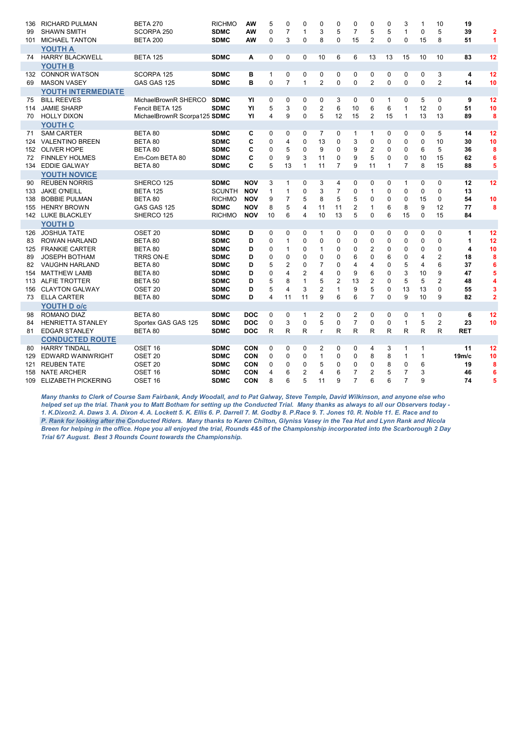| | | | | | | | | | | | | | | | | | | |
|---|---|---|---|---|---|---|---|---|---|---|---|---|---|---|---|---|---|---|
| 136 | RICHARD PULMAN | BETA 270 | RICHMO | **AW** | 5 | 0 | 0 | 0 | 0 | 0 | 0 | 0 | 3 | 1 | 10 | **19** | |
| 99 | SHAWN SMITH | SCORPA 250 | **SDMC** | **AW** | 0 | 7 | 1 | 3 | 5 | 7 | 5 | 5 | 1 | 0 | 5 | **39** | **2** |
| 101 | MICHAEL TANTON | BETA 200 | **SDMC** | **AW** | 0 | 3 | 0 | 8 | 0 | 15 | 2 | 0 | 0 | 15 | 8 | **51** | **1** |
| | **YOUTH A** | | | | | | | | | | | | | | | | |
| 74 | HARRY BLACKWELL | BETA 125 | **SDMC** | **A** | 0 | 0 | 0 | 10 | 6 | 6 | 13 | 13 | 15 | 10 | 10 | **83** | **12** |
| | **YOUTH B** | | | | | | | | | | | | | | | | |
| 132 | CONNOR WATSON | SCORPA 125 | **SDMC** | **B** | 1 | 0 | 0 | 0 | 0 | 0 | 0 | 0 | 0 | 0 | 3 | **4** | **12** |
| 69 | MASON VASEY | GAS GAS 125 | **SDMC** | **B** | 0 | 7 | 1 | 2 | 0 | 0 | 2 | 0 | 0 | 0 | 2 | **14** | **10** |
| | **YOUTH INTERMEDIATE** | | | | | | | | | | | | | | | | |
| 75 | BILL REEVES | MichaelBrownR SHERCO | **SDMC** | **YI** | 0 | 0 | 0 | 0 | 3 | 0 | 0 | 1 | 0 | 5 | 0 | **9** | **12** |
| 114 | JAMIE SHARP | Fencit BETA 125 | **SDMC** | **YI** | 5 | 3 | 0 | 2 | 6 | 10 | 6 | 6 | 1 | 12 | 0 | **51** | **10** |
| 70 | HOLLY DIXON | MichaelBrownR Scorpa125 | **SDMC** | **YI** | 4 | 9 | 0 | 5 | 12 | 15 | 2 | 15 | 1 | 13 | 13 | **89** | **8** |
| | **YOUTH C** | | | | | | | | | | | | | | | | |
| 71 | SAM CARTER | BETA 80 | **SDMC** | **C** | 0 | 0 | 0 | 7 | 0 | 1 | 1 | 0 | 0 | 0 | 5 | **14** | **12** |
| 124 | VALENTINO BREEN | BETA 80 | **SDMC** | **C** | 0 | 4 | 0 | 13 | 0 | 3 | 0 | 0 | 0 | 0 | 10 | **30** | **10** |
| 152 | OLIVER HOPE | BETA 80 | **SDMC** | **C** | 0 | 5 | 0 | 9 | 0 | 9 | 2 | 0 | 0 | 6 | 5 | **36** | **8** |
| 72 | FINNLEY HOLMES | Em-Com BETA 80 | **SDMC** | **C** | 0 | 9 | 3 | 11 | 0 | 9 | 5 | 0 | 0 | 10 | 15 | **62** | **6** |
| 134 | EDDIE GALWAY | BETA 80 | **SDMC** | **C** | 5 | 13 | 1 | 11 | 7 | 9 | 11 | 1 | 7 | 8 | 15 | **88** | **5** |
| | **YOUTH NOVICE** | | | | | | | | | | | | | | | | |
| 90 | REUBEN NORRIS | SHERCO 125 | **SDMC** | **NOV** | 3 | 1 | 0 | 3 | 4 | 0 | 0 | 0 | 1 | 0 | 0 | **12** | **12** |
| 133 | JAKE O'NEILL | BETA 125 | SCUNTH | **NOV** | 1 | 1 | 0 | 3 | 7 | 0 | 1 | 0 | 0 | 0 | 0 | **13** | |
| 138 | BOBBIE PULMAN | BETA 80 | RICHMO | **NOV** | 9 | 7 | 5 | 8 | 5 | 5 | 0 | 0 | 0 | 15 | 0 | **54** | **10** |
| 155 | HENRY BROWN | GAS GAS 125 | **SDMC** | **NOV** | 8 | 5 | 4 | 11 | 11 | 2 | 1 | 6 | 8 | 9 | 12 | **77** | **8** |
| 142 | LUKE BLACKLEY | SHERCO 125 | RICHMO | **NOV** | 10 | 6 | 4 | 10 | 13 | 5 | 0 | 6 | 15 | 0 | 15 | **84** | |
| | **YOUTH D** | | | | | | | | | | | | | | | | |
| 126 | JOSHUA TATE | OSET 20 | **SDMC** | **D** | 0 | 0 | 0 | 1 | 0 | 0 | 0 | 0 | 0 | 0 | 0 | **1** | **12** |
| 83 | ROWAN HARLAND | BETA 80 | **SDMC** | **D** | 0 | 1 | 0 | 0 | 0 | 0 | 0 | 0 | 0 | 0 | 0 | **1** | **12** |
| 125 | FRANKIE CARTER | BETA 80 | **SDMC** | **D** | 0 | 1 | 0 | 1 | 0 | 0 | 2 | 0 | 0 | 0 | 0 | **4** | **10** |
| 89 | JOSEPH BOTHAM | TRRS ON-E | **SDMC** | **D** | 0 | 0 | 0 | 0 | 0 | 6 | 0 | 6 | 0 | 4 | 2 | **18** | **8** |
| 82 | VAUGHN HARLAND | BETA 80 | **SDMC** | **D** | 5 | 2 | 0 | 7 | 0 | 4 | 4 | 0 | 5 | 4 | 6 | **37** | **6** |
| 154 | MATTHEW LAMB | BETA 80 | **SDMC** | **D** | 0 | 4 | 2 | 4 | 0 | 9 | 6 | 0 | 3 | 10 | 9 | **47** | **5** |
| 113 | ALFIE TROTTER | BETA 50 | **SDMC** | **D** | 5 | 8 | 1 | 5 | 2 | 13 | 2 | 0 | 5 | 5 | 2 | **48** | **4** |
| 156 | CLAYTON GALWAY | OSET 20 | **SDMC** | **D** | 5 | 4 | 3 | 2 | 1 | 9 | 5 | 0 | 13 | 13 | 0 | **55** | **3** |
| 73 | ELLA CARTER | BETA 80 | **SDMC** | **D** | 4 | 11 | 11 | 9 | 6 | 6 | 7 | 0 | 9 | 10 | 9 | **82** | **2** |
| | **YOUTH D o/c** | | | | | | | | | | | | | | | | |
| 98 | ROMANO DIAZ | BETA 80 | **SDMC** | **DOC** | 0 | 0 | 1 | 2 | 0 | 2 | 0 | 0 | 0 | 1 | 0 | **6** | **12** |
| 84 | HENRIETTA STANLEY | Sportex GAS GAS 125 | **SDMC** | **DOC** | 0 | 3 | 0 | 5 | 0 | 7 | 0 | 0 | 1 | 5 | 2 | **23** | **10** |
| 81 | EDGAR STANLEY | BETA 80 | **SDMC** | **DOC** | R | R | R | r | R | R | R | R | R | R | R | **RET** | |
| | **CONDUCTED ROUTE** | | | | | | | | | | | | | | | | |
| 80 | HARRY TINDALL | OSET 16 | **SDMC** | **CON** | 0 | 0 | 0 | 2 | 0 | 0 | 4 | 3 | 1 | 1 | | **11** | **12** |
| 129 | EDWARD WAINWRIGHT | OSET 20 | **SDMC** | **CON** | 0 | 0 | 0 | 1 | 0 | 0 | 8 | 8 | 1 | 1 | | **19m/c** | **10** |
| 121 | REUBEN TATE | OSET 20 | **SDMC** | **CON** | 0 | 0 | 0 | 5 | 0 | 0 | 0 | 8 | 0 | 6 | | **19** | **8** |
| 158 | NATE ARCHER | OSET 16 | **SDMC** | **CON** | 4 | 6 | 2 | 4 | 6 | 7 | 2 | 5 | 7 | 3 | | **46** | **6** |
| 109 | ELIZABETH PICKERING | OSET 16 | **SDMC** | **CON** | 8 | 6 | 5 | 11 | 9 | 7 | 6 | 6 | 7 | 9 | | **74** | **5** |

***Many thanks to Clerk of Course Sam Fairbank, Andy Woodall, and to Pat Galway, Steve Temple, David Wilkinson, and anyone else who helped set up the trial. Thank you to Matt Botham for setting up the Conducted Trial. Many thanks as always to all our Observers today - 1. K.Dixon2. A. Daws 3. A. Dixon 4. A. Lockett 5. K. Ellis 6. P. Darrell 7. M. Godby 8. P.Race 9. T. Jones 10. R. Noble 11. E. Race and to P. Rank for looking after the Conducted Riders. Many thanks to Karen Chilton, Glyniss Vasey in the Tea Hut and Lynn Rank and Nicola Breen for helping in the office. Hope you all enjoyed the trial, Rounds 4&5 of the Championship incorporated into the Scarborough 2 Day Trial 6/7 August. Best 3 Rounds Count towards the Championship.***